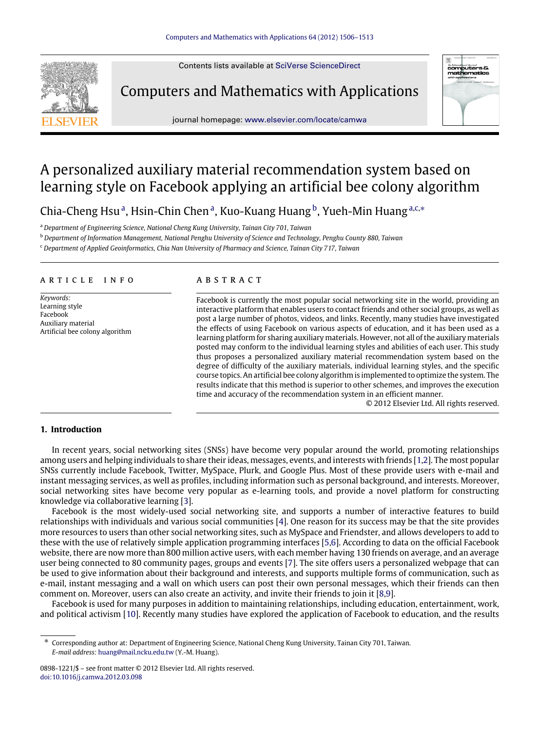# A personalized auxiliary material recommendation system based on learning style on Facebook applying an artificial bee colony algorithm

Chia-Cheng Hsu [a], Hsin-Chin Chen [a], Kuo-Kuang Huang [b], Yueh-Min Huang [a,c,*]

[a] Department of Engineering Science, National Cheng Kung University, Tainan City 701, Taiwan

[b] Department of Information Management, National Penghu University of Science and Technology, Penghu County 880, Taiwan

[c] Department of Applied Geoinformatics, Chia Nan University of Pharmacy and Science, Tainan City 717, Taiwan

## ARTICLE INFO

*Keywords:*
Learning style
Facebook
Auxiliary material
Artificial bee colony algorithm

## ABSTRACT

Facebook is currently the most popular social networking site in the world, providing an interactive platform that enables users to contact friends and other social groups, as well as post a large number of photos, videos, and links. Recently, many studies have investigated the effects of using Facebook on various aspects of education, and it has been used as a learning platform for sharing auxiliary materials. However, not all of the auxiliary materials posted may conform to the individual learning styles and abilities of each user. This study thus proposes a personalized auxiliary material recommendation system based on the degree of difficulty of the auxiliary materials, individual learning styles, and the specific course topics. An artificial bee colony algorithm is implemented to optimize the system. The results indicate that this method is superior to other schemes, and improves the execution time and accuracy of the recommendation system in an efficient manner.

© 2012 Elsevier Ltd. All rights reserved.

## 1. Introduction

In recent years, social networking sites (SNSs) have become very popular around the world, promoting relationships among users and helping individuals to share their ideas, messages, events, and interests with friends [1,2]. The most popular SNSs currently include Facebook, Twitter, MySpace, Plurk, and Google Plus. Most of these provide users with e-mail and instant messaging services, as well as profiles, including information such as personal background, and interests. Moreover, social networking sites have become very popular as e-learning tools, and provide a novel platform for constructing knowledge via collaborative learning [3].

Facebook is the most widely-used social networking site, and supports a number of interactive features to build relationships with individuals and various social communities [4]. One reason for its success may be that the site provides more resources to users than other social networking sites, such as MySpace and Friendster, and allows developers to add to these with the use of relatively simple application programming interfaces [5,6]. According to data on the official Facebook website, there are now more than 800 million active users, with each member having 130 friends on average, and an average user being connected to 80 community pages, groups and events [7]. The site offers users a personalized webpage that can be used to give information about their background and interests, and supports multiple forms of communication, such as e-mail, instant messaging and a wall on which users can post their own personal messages, which their friends can then comment on. Moreover, users can also create an activity, and invite their friends to join it [8,9].

Facebook is used for many purposes in addition to maintaining relationships, including education, entertainment, work, and political activism [10]. Recently many studies have explored the application of Facebook to education, and the results

---

* Corresponding author at: Department of Engineering Science, National Cheng Kung University, Tainan City 701, Taiwan.
*E-mail address:* huang@mail.ncku.edu.tw (Y.-M. Huang).

0898-1221/$ – see front matter © 2012 Elsevier Ltd. All rights reserved.
doi:10.1016/j.camwa.2012.03.098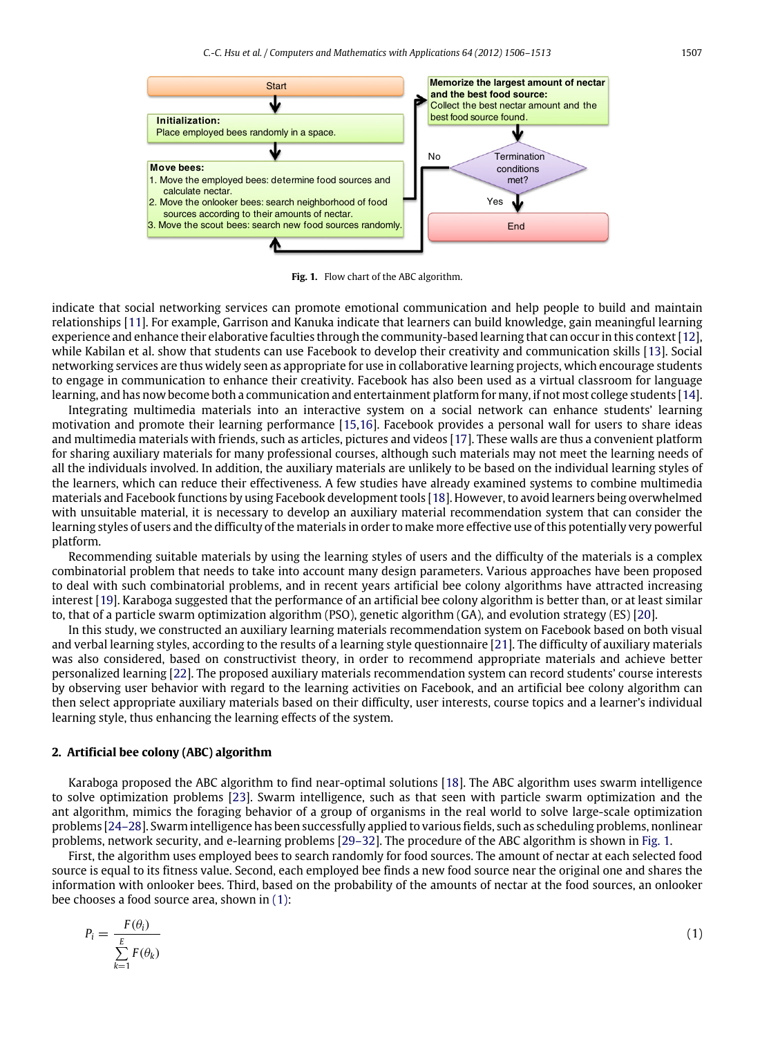Start

**Initialization:**
Place employed bees randomly in a space.

**Move bees:**
1. Move the employed bees: determine food sources and calculate nectar.
2. Move the onlooker bees: search neighborhood of food sources according to their amounts of nectar.
3. Move the scout bees: search new food sources randomly.

**Memorize the largest amount of nectar and the best food source:**
Collect the best nectar amount and the best food source found.

Termination conditions met?

No

Yes

End

**Fig. 1.** Flow chart of the ABC algorithm.

indicate that social networking services can promote emotional communication and help people to build and maintain relationships [11]. For example, Garrison and Kanuka indicate that learners can build knowledge, gain meaningful learning experience and enhance their elaborative faculties through the community-based learning that can occur in this context [12], while Kabilan et al. show that students can use Facebook to develop their creativity and communication skills [13]. Social networking services are thus widely seen as appropriate for use in collaborative learning projects, which encourage students to engage in communication to enhance their creativity. Facebook has also been used as a virtual classroom for language learning, and has now become both a communication and entertainment platform for many, if not most college students [14].

Integrating multimedia materials into an interactive system on a social network can enhance students' learning motivation and promote their learning performance [15,16]. Facebook provides a personal wall for users to share ideas and multimedia materials with friends, such as articles, pictures and videos [17]. These walls are thus a convenient platform for sharing auxiliary materials for many professional courses, although such materials may not meet the learning needs of all the individuals involved. In addition, the auxiliary materials are unlikely to be based on the individual learning styles of the learners, which can reduce their effectiveness. A few studies have already examined systems to combine multimedia materials and Facebook functions by using Facebook development tools [18]. However, to avoid learners being overwhelmed with unsuitable material, it is necessary to develop an auxiliary material recommendation system that can consider the learning styles of users and the difficulty of the materials in order to make more effective use of this potentially very powerful platform.

Recommending suitable materials by using the learning styles of users and the difficulty of the materials is a complex combinatorial problem that needs to take into account many design parameters. Various approaches have been proposed to deal with such combinatorial problems, and in recent years artificial bee colony algorithms have attracted increasing interest [19]. Karaboga suggested that the performance of an artificial bee colony algorithm is better than, or at least similar to, that of a particle swarm optimization algorithm (PSO), genetic algorithm (GA), and evolution strategy (ES) [20].

In this study, we constructed an auxiliary learning materials recommendation system on Facebook based on both visual and verbal learning styles, according to the results of a learning style questionnaire [21]. The difficulty of auxiliary materials was also considered, based on constructivist theory, in order to recommend appropriate materials and achieve better personalized learning [22]. The proposed auxiliary materials recommendation system can record students' course interests by observing user behavior with regard to the learning activities on Facebook, and an artificial bee colony algorithm can then select appropriate auxiliary materials based on their difficulty, user interests, course topics and a learner's individual learning style, thus enhancing the learning effects of the system.

## 2. Artificial bee colony (ABC) algorithm

Karaboga proposed the ABC algorithm to find near-optimal solutions [18]. The ABC algorithm uses swarm intelligence to solve optimization problems [23]. Swarm intelligence, such as that seen with particle swarm optimization and the ant algorithm, mimics the foraging behavior of a group of organisms in the real world to solve large-scale optimization problems [24–28]. Swarm intelligence has been successfully applied to various fields, such as scheduling problems, nonlinear problems, network security, and e-learning problems [29–32]. The procedure of the ABC algorithm is shown in Fig. 1.

First, the algorithm uses employed bees to search randomly for food sources. The amount of nectar at each selected food source is equal to its fitness value. Second, each employed bee finds a new food source near the original one and shares the information with onlooker bees. Third, based on the probability of the amounts of nectar at the food sources, an onlooker bee chooses a food source area, shown in (1):

$$P_i = \frac{F(\theta_i)}{\sum_{k=1}^{E} F(\theta_k)} \tag{1}$$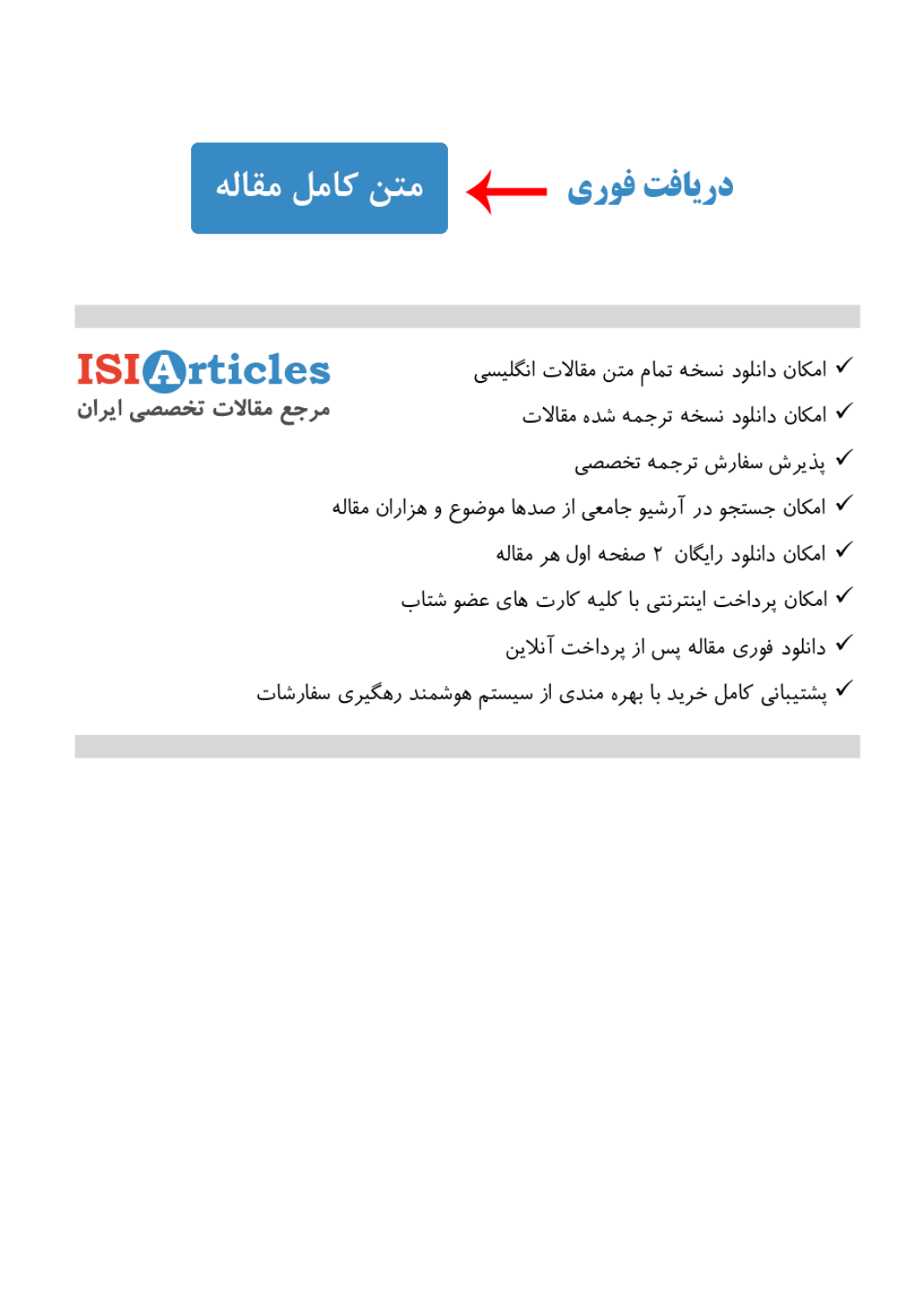دریافت فوری ← **متن کامل مقاله**

**ISIArticles**
مرجع مقالات تخصصی ایران

- ✓ امکان دانلود نسخه تمام متن مقالات انگلیسی
- ✓ امکان دانلود نسخه ترجمه شده مقالات
- ✓ پذیرش سفارش ترجمه تخصصی
- ✓ امکان جستجو در آرشیو جامعی از صدها موضوع و هزاران مقاله
- ✓ امکان دانلود رایگان ۲ صفحه اول هر مقاله
- ✓ امکان پرداخت اینترنتی با کلیه کارت های عضو شتاب
- ✓ دانلود فوری مقاله پس از پرداخت آنلاین
- ✓ پشتیبانی کامل خرید با بهره مندی از سیستم هوشمند رهگیری سفارشات